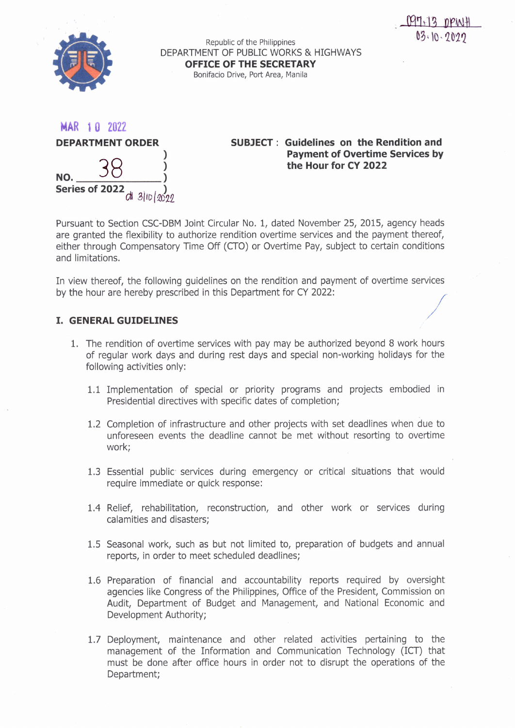Republic of the Philippines
DEPARTMENT OF PUBLIC WORKS & HIGHWAYS
**OFFICE OF THE SECRETARY**
Bonifacio Drive, Port Area, Manila

MAR 10 2022

**DEPARTMENT ORDER**

**NO.** 38

**Series of 2022**

**SUBJECT : Guidelines on the Rendition and Payment of Overtime Services by the Hour for CY 2022**

Pursuant to Section CSC-DBM Joint Circular No. 1, dated November 25, 2015, agency heads are granted the flexibility to authorize rendition overtime services and the payment thereof, either through Compensatory Time Off (CTO) or Overtime Pay, subject to certain conditions and limitations.

In view thereof, the following guidelines on the rendition and payment of overtime services by the hour are hereby prescribed in this Department for CY 2022:

## I. GENERAL GUIDELINES

1. The rendition of overtime services with pay may be authorized beyond 8 work hours of regular work days and during rest days and special non-working holidays for the following activities only:

   1.1 Implementation of special or priority programs and projects embodied in Presidential directives with specific dates of completion;

   1.2 Completion of infrastructure and other projects with set deadlines when due to unforeseen events the deadline cannot be met without resorting to overtime work;

   1.3 Essential public services during emergency or critical situations that would require immediate or quick response:

   1.4 Relief, rehabilitation, reconstruction, and other work or services during calamities and disasters;

   1.5 Seasonal work, such as but not limited to, preparation of budgets and annual reports, in order to meet scheduled deadlines;

   1.6 Preparation of financial and accountability reports required by oversight agencies like Congress of the Philippines, Office of the President, Commission on Audit, Department of Budget and Management, and National Economic and Development Authority;

   1.7 Deployment, maintenance and other related activities pertaining to the management of the Information and Communication Technology (ICT) that must be done after office hours in order not to disrupt the operations of the Department;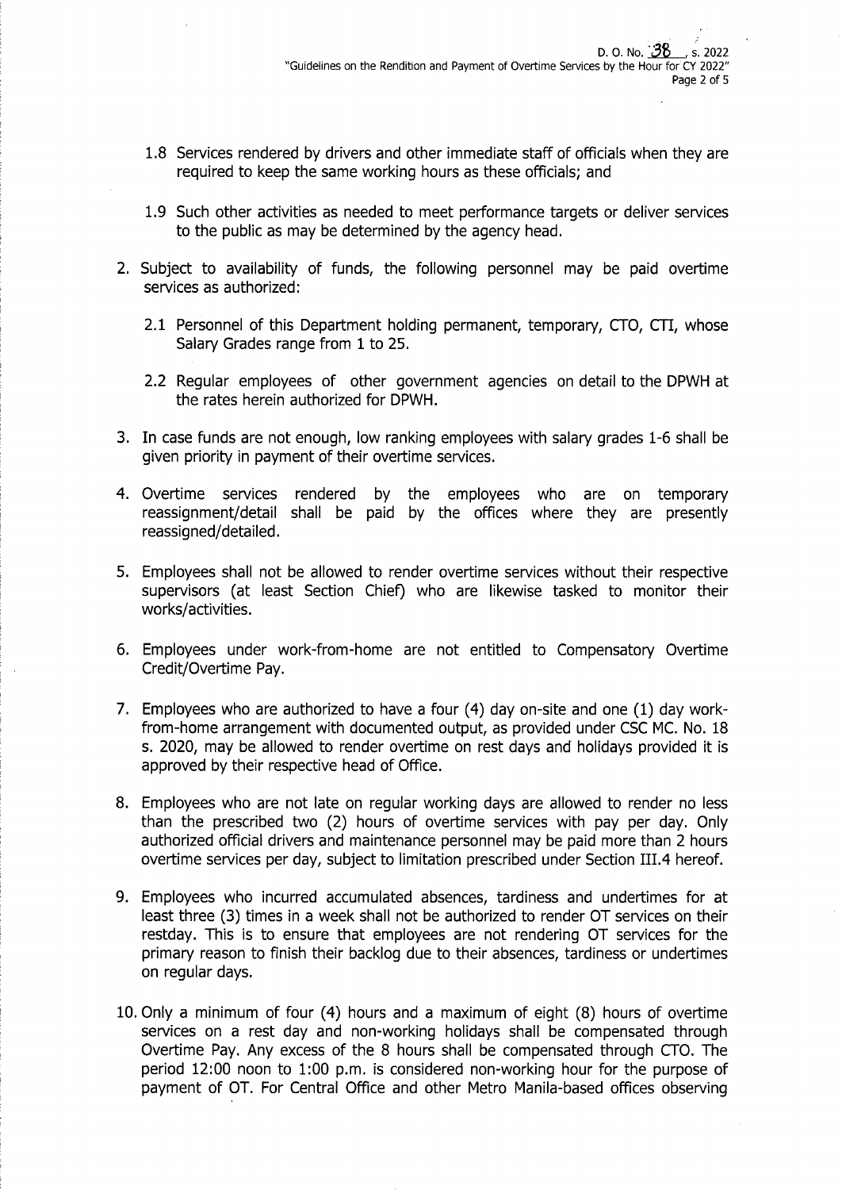1.8 Services rendered by drivers and other immediate staff of officials when they are required to keep the same working hours as these officials; and

1.9 Such other activities as needed to meet performance targets or deliver services to the public as may be determined by the agency head.

2. Subject to availability of funds, the following personnel may be paid overtime services as authorized:

   2.1 Personnel of this Department holding permanent, temporary, CTO, CTI, whose Salary Grades range from 1 to 25.

   2.2 Regular employees of other government agencies on detail to the DPWH at the rates herein authorized for DPWH.

3. In case funds are not enough, low ranking employees with salary grades 1-6 shall be given priority in payment of their overtime services.

4. Overtime services rendered by the employees who are on temporary reassignment/detail shall be paid by the offices where they are presently reassigned/detailed.

5. Employees shall not be allowed to render overtime services without their respective supervisors (at least Section Chief) who are likewise tasked to monitor their works/activities.

6. Employees under work-from-home are not entitled to Compensatory Overtime Credit/Overtime Pay.

7. Employees who are authorized to have a four (4) day on-site and one (1) day work-from-home arrangement with documented output, as provided under CSC MC. No. 18 s. 2020, may be allowed to render overtime on rest days and holidays provided it is approved by their respective head of Office.

8. Employees who are not late on regular working days are allowed to render no less than the prescribed two (2) hours of overtime services with pay per day. Only authorized official drivers and maintenance personnel may be paid more than 2 hours overtime services per day, subject to limitation prescribed under Section III.4 hereof.

9. Employees who incurred accumulated absences, tardiness and undertimes for at least three (3) times in a week shall not be authorized to render OT services on their restday. This is to ensure that employees are not rendering OT services for the primary reason to finish their backlog due to their absences, tardiness or undertimes on regular days.

10. Only a minimum of four (4) hours and a maximum of eight (8) hours of overtime services on a rest day and non-working holidays shall be compensated through Overtime Pay. Any excess of the 8 hours shall be compensated through CTO. The period 12:00 noon to 1:00 p.m. is considered non-working hour for the purpose of payment of OT. For Central Office and other Metro Manila-based offices observing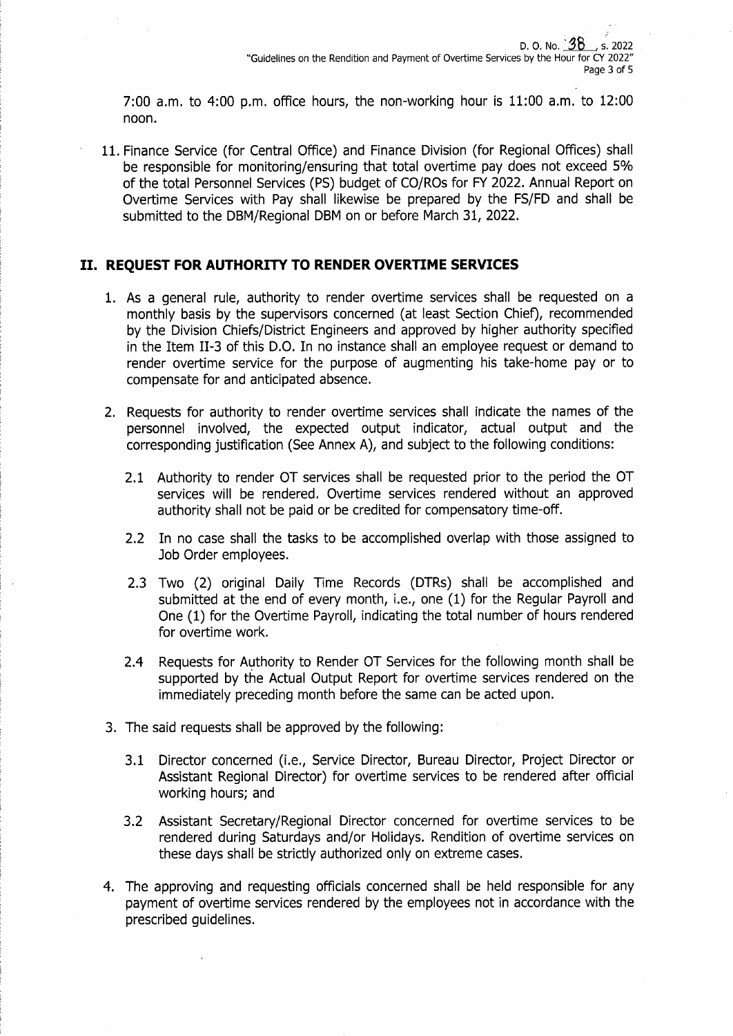7:00 a.m. to 4:00 p.m. office hours, the non-working hour is 11:00 a.m. to 12:00 noon.

11. Finance Service (for Central Office) and Finance Division (for Regional Offices) shall be responsible for monitoring/ensuring that total overtime pay does not exceed 5% of the total Personnel Services (PS) budget of CO/ROs for FY 2022. Annual Report on Overtime Services with Pay shall likewise be prepared by the FS/FD and shall be submitted to the DBM/Regional DBM on or before March 31, 2022.

## II. REQUEST FOR AUTHORITY TO RENDER OVERTIME SERVICES

1. As a general rule, authority to render overtime services shall be requested on a monthly basis by the supervisors concerned (at least Section Chief), recommended by the Division Chiefs/District Engineers and approved by higher authority specified in the Item II-3 of this D.O. In no instance shall an employee request or demand to render overtime service for the purpose of augmenting his take-home pay or to compensate for and anticipated absence.

2. Requests for authority to render overtime services shall indicate the names of the personnel involved, the expected output indicator, actual output and the corresponding justification (See Annex A), and subject to the following conditions:

   2.1 Authority to render OT services shall be requested prior to the period the OT services will be rendered. Overtime services rendered without an approved authority shall not be paid or be credited for compensatory time-off.

   2.2 In no case shall the tasks to be accomplished overlap with those assigned to Job Order employees.

   2.3 Two (2) original Daily Time Records (DTRs) shall be accomplished and submitted at the end of every month, i.e., one (1) for the Regular Payroll and One (1) for the Overtime Payroll, indicating the total number of hours rendered for overtime work.

   2.4 Requests for Authority to Render OT Services for the following month shall be supported by the Actual Output Report for overtime services rendered on the immediately preceding month before the same can be acted upon.

3. The said requests shall be approved by the following:

   3.1 Director concerned (i.e., Service Director, Bureau Director, Project Director or Assistant Regional Director) for overtime services to be rendered after official working hours; and

   3.2 Assistant Secretary/Regional Director concerned for overtime services to be rendered during Saturdays and/or Holidays. Rendition of overtime services on these days shall be strictly authorized only on extreme cases.

4. The approving and requesting officials concerned shall be held responsible for any payment of overtime services rendered by the employees not in accordance with the prescribed guidelines.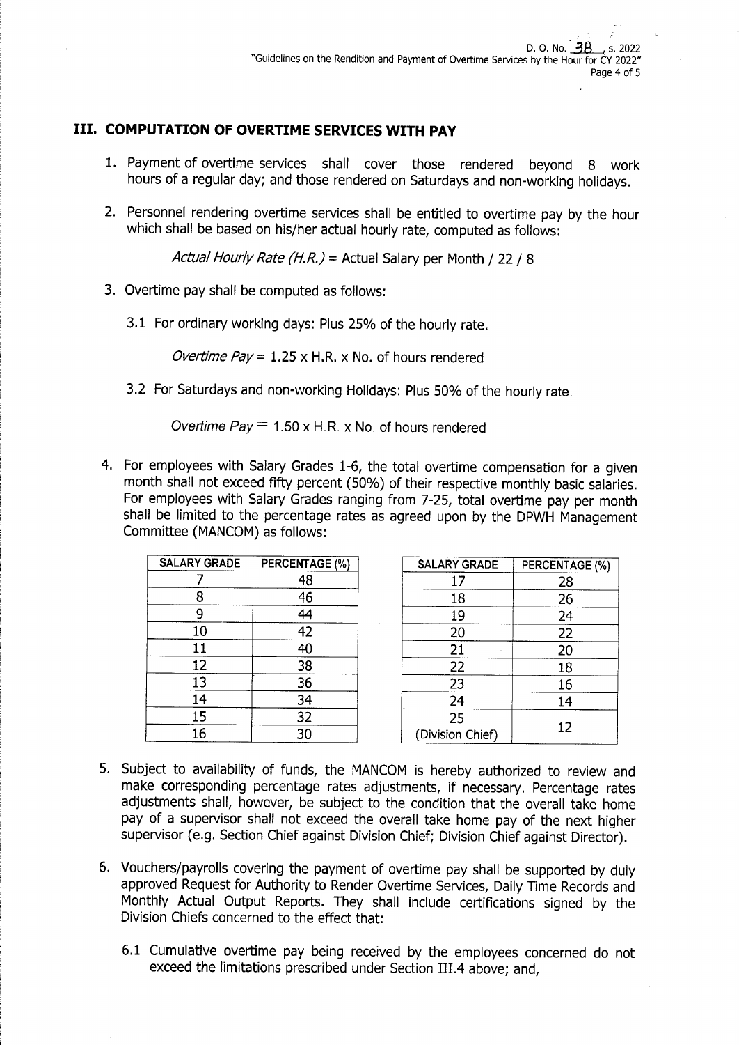## III. COMPUTATION OF OVERTIME SERVICES WITH PAY

1. Payment of overtime services shall cover those rendered beyond 8 work hours of a regular day; and those rendered on Saturdays and non-working holidays.

2. Personnel rendering overtime services shall be entitled to overtime pay by the hour which shall be based on his/her actual hourly rate, computed as follows:

   *Actual Hourly Rate (H.R.)* = Actual Salary per Month / 22 / 8

3. Overtime pay shall be computed as follows:

   3.1 For ordinary working days: Plus 25% of the hourly rate.

   *Overtime Pay* = 1.25 x H.R. x No. of hours rendered

   3.2 For Saturdays and non-working Holidays: Plus 50% of the hourly rate.

   *Overtime Pay* = 1.50 x H.R. x No. of hours rendered

4. For employees with Salary Grades 1-6, the total overtime compensation for a given month shall not exceed fifty percent (50%) of their respective monthly basic salaries. For employees with Salary Grades ranging from 7-25, total overtime pay per month shall be limited to the percentage rates as agreed upon by the DPWH Management Committee (MANCOM) as follows:

| SALARY GRADE | PERCENTAGE (%) |
|---|---|
| 7 | 48 |
| 8 | 46 |
| 9 | 44 |
| 10 | 42 |
| 11 | 40 |
| 12 | 38 |
| 13 | 36 |
| 14 | 34 |
| 15 | 32 |
| 16 | 30 |

| SALARY GRADE | PERCENTAGE (%) |
|---|---|
| 17 | 28 |
| 18 | 26 |
| 19 | 24 |
| 20 | 22 |
| 21 | 20 |
| 22 | 18 |
| 23 | 16 |
| 24 | 14 |
| 25 (Division Chief) | 12 |

5. Subject to availability of funds, the MANCOM is hereby authorized to review and make corresponding percentage rates adjustments, if necessary. Percentage rates adjustments shall, however, be subject to the condition that the overall take home pay of a supervisor shall not exceed the overall take home pay of the next higher supervisor (e.g. Section Chief against Division Chief; Division Chief against Director).

6. Vouchers/payrolls covering the payment of overtime pay shall be supported by duly approved Request for Authority to Render Overtime Services, Daily Time Records and Monthly Actual Output Reports. They shall include certifications signed by the Division Chiefs concerned to the effect that:

   6.1 Cumulative overtime pay being received by the employees concerned do not exceed the limitations prescribed under Section III.4 above; and,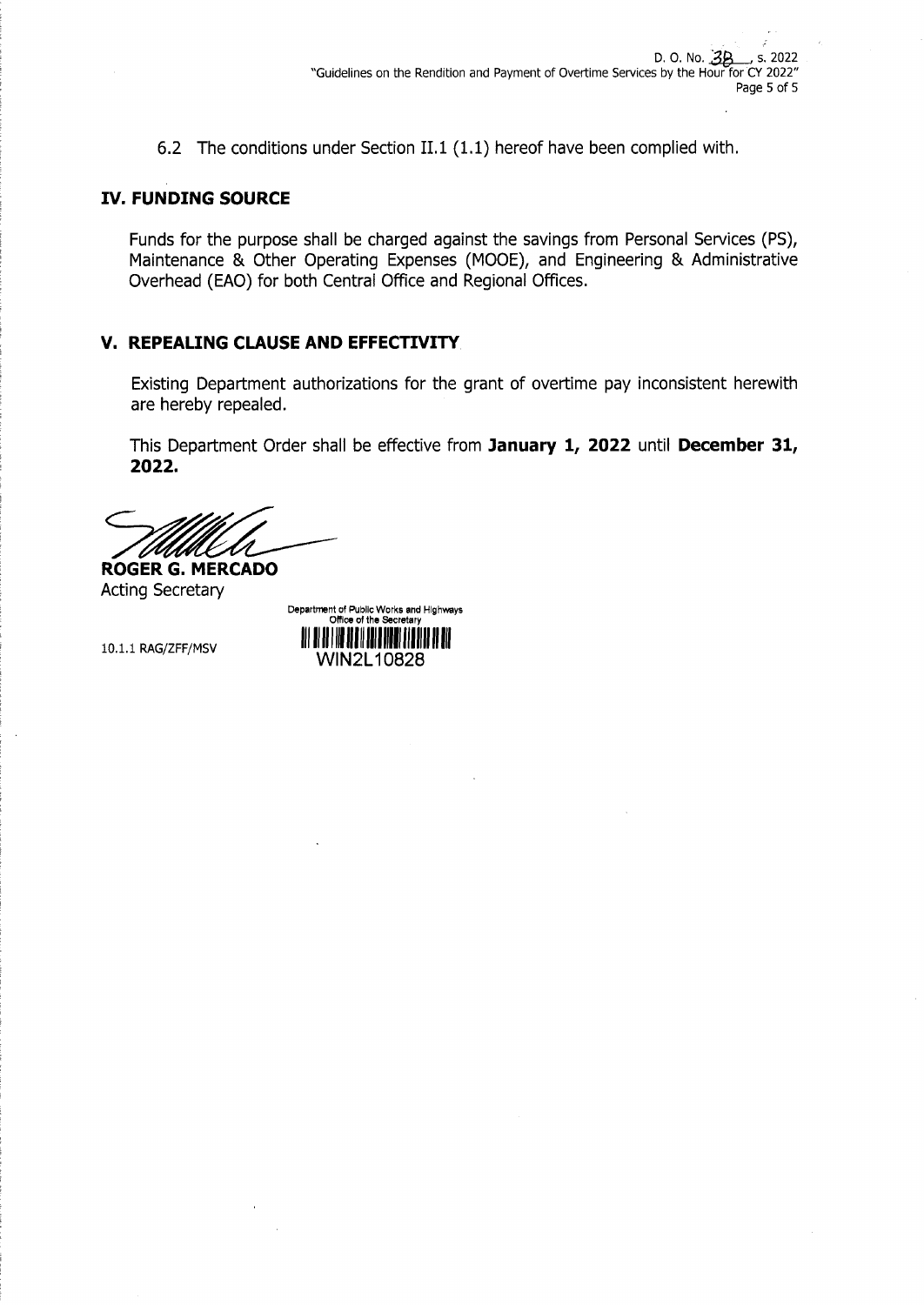6.2 The conditions under Section II.1 (1.1) hereof have been complied with.

## IV. FUNDING SOURCE

Funds for the purpose shall be charged against the savings from Personal Services (PS), Maintenance & Other Operating Expenses (MOOE), and Engineering & Administrative Overhead (EAO) for both Central Office and Regional Offices.

## V. REPEALING CLAUSE AND EFFECTIVITY

Existing Department authorizations for the grant of overtime pay inconsistent herewith are hereby repealed.

This Department Order shall be effective from **January 1, 2022** until **December 31, 2022.**

**ROGER G. MERCADO**
Acting Secretary

10.1.1 RAG/ZFF/MSV

Department of Public Works and Highways
Office of the Secretary
WIN2L10828